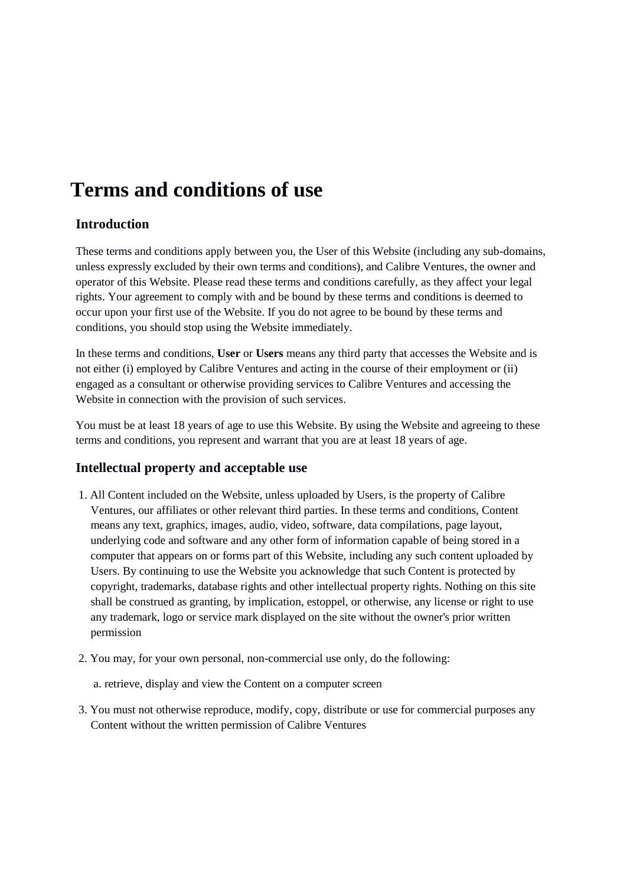# Terms and conditions of use

## Introduction

These terms and conditions apply between you, the User of this Website (including any sub-domains, unless expressly excluded by their own terms and conditions), and Calibre Ventures, the owner and operator of this Website. Please read these terms and conditions carefully, as they affect your legal rights. Your agreement to comply with and be bound by these terms and conditions is deemed to occur upon your first use of the Website. If you do not agree to be bound by these terms and conditions, you should stop using the Website immediately.

In these terms and conditions, **User** or **Users** means any third party that accesses the Website and is not either (i) employed by Calibre Ventures and acting in the course of their employment or (ii) engaged as a consultant or otherwise providing services to Calibre Ventures and accessing the Website in connection with the provision of such services.

You must be at least 18 years of age to use this Website. By using the Website and agreeing to these terms and conditions, you represent and warrant that you are at least 18 years of age.

## Intellectual property and acceptable use

1. All Content included on the Website, unless uploaded by Users, is the property of Calibre Ventures, our affiliates or other relevant third parties. In these terms and conditions, Content means any text, graphics, images, audio, video, software, data compilations, page layout, underlying code and software and any other form of information capable of being stored in a computer that appears on or forms part of this Website, including any such content uploaded by Users. By continuing to use the Website you acknowledge that such Content is protected by copyright, trademarks, database rights and other intellectual property rights. Nothing on this site shall be construed as granting, by implication, estoppel, or otherwise, any license or right to use any trademark, logo or service mark displayed on the site without the owner's prior written permission
2. You may, for your own personal, non-commercial use only, do the following:

   a. retrieve, display and view the Content on a computer screen
3. You must not otherwise reproduce, modify, copy, distribute or use for commercial purposes any Content without the written permission of Calibre Ventures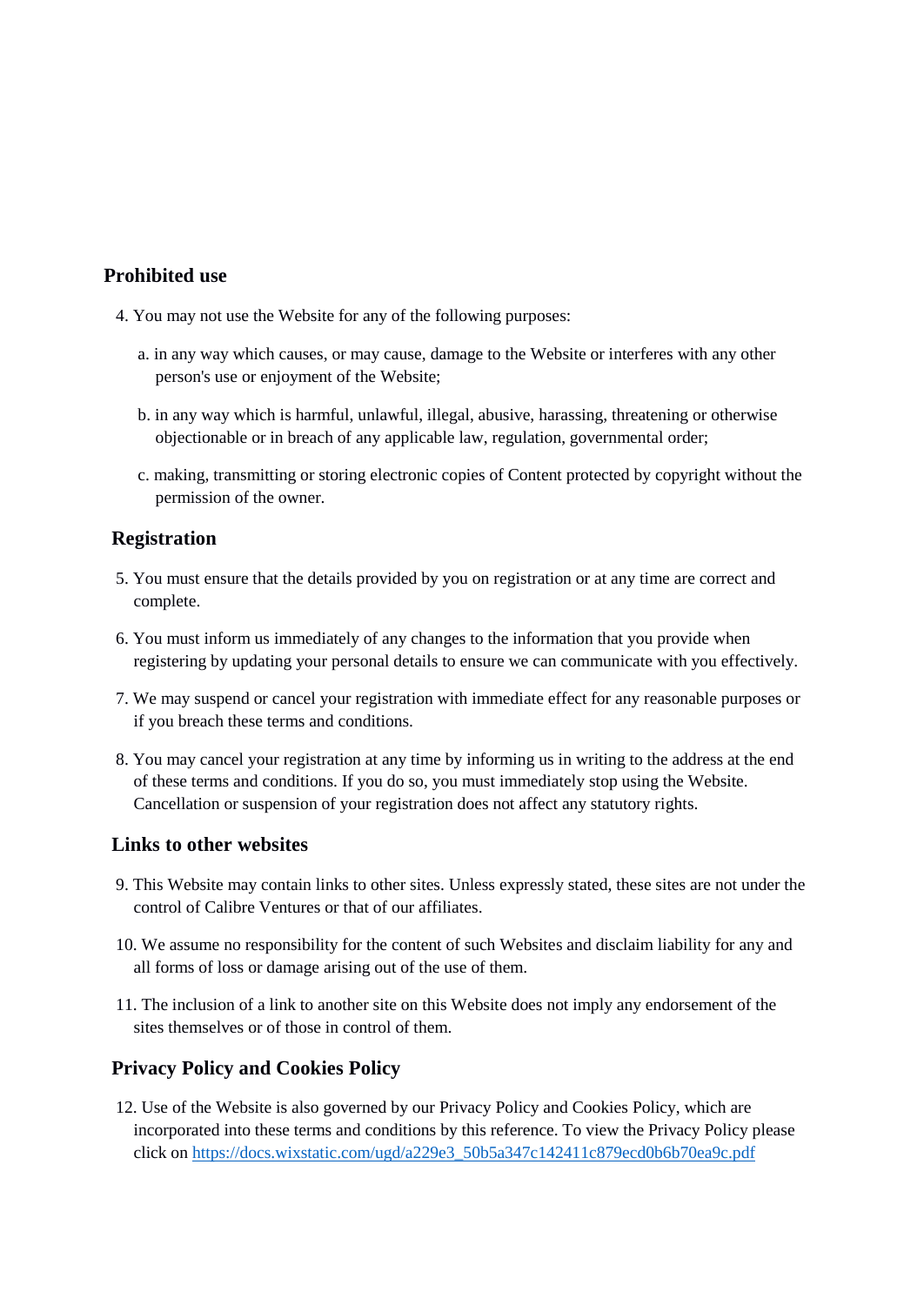## Prohibited use

4. You may not use the Website for any of the following purposes:

   a. in any way which causes, or may cause, damage to the Website or interferes with any other person's use or enjoyment of the Website;

   b. in any way which is harmful, unlawful, illegal, abusive, harassing, threatening or otherwise objectionable or in breach of any applicable law, regulation, governmental order;

   c. making, transmitting or storing electronic copies of Content protected by copyright without the permission of the owner.

## Registration

5. You must ensure that the details provided by you on registration or at any time are correct and complete.

6. You must inform us immediately of any changes to the information that you provide when registering by updating your personal details to ensure we can communicate with you effectively.

7. We may suspend or cancel your registration with immediate effect for any reasonable purposes or if you breach these terms and conditions.

8. You may cancel your registration at any time by informing us in writing to the address at the end of these terms and conditions. If you do so, you must immediately stop using the Website. Cancellation or suspension of your registration does not affect any statutory rights.

## Links to other websites

9. This Website may contain links to other sites. Unless expressly stated, these sites are not under the control of Calibre Ventures or that of our affiliates.

10. We assume no responsibility for the content of such Websites and disclaim liability for any and all forms of loss or damage arising out of the use of them.

11. The inclusion of a link to another site on this Website does not imply any endorsement of the sites themselves or of those in control of them.

## Privacy Policy and Cookies Policy

12. Use of the Website is also governed by our Privacy Policy and Cookies Policy, which are incorporated into these terms and conditions by this reference. To view the Privacy Policy please click on [https://docs.wixstatic.com/ugd/a229e3_50b5a347c142411c879ecd0b6b70ea9c.pdf](https://docs.wixstatic.com/ugd/a229e3_50b5a347c142411c879ecd0b6b70ea9c.pdf)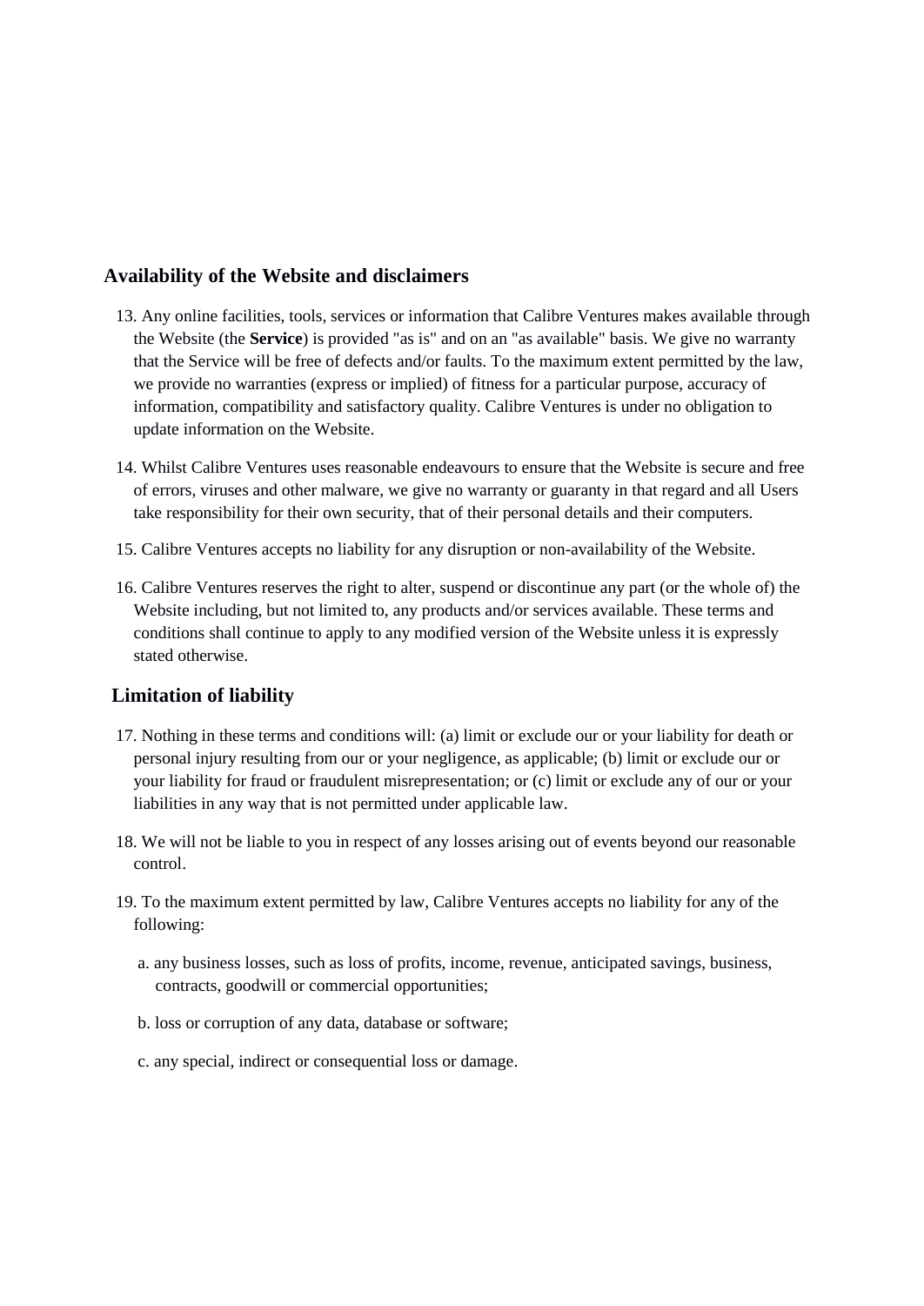## Availability of the Website and disclaimers

13. Any online facilities, tools, services or information that Calibre Ventures makes available through the Website (the **Service**) is provided "as is" and on an "as available" basis. We give no warranty that the Service will be free of defects and/or faults. To the maximum extent permitted by the law, we provide no warranties (express or implied) of fitness for a particular purpose, accuracy of information, compatibility and satisfactory quality. Calibre Ventures is under no obligation to update information on the Website.

14. Whilst Calibre Ventures uses reasonable endeavours to ensure that the Website is secure and free of errors, viruses and other malware, we give no warranty or guaranty in that regard and all Users take responsibility for their own security, that of their personal details and their computers.

15. Calibre Ventures accepts no liability for any disruption or non-availability of the Website.

16. Calibre Ventures reserves the right to alter, suspend or discontinue any part (or the whole of) the Website including, but not limited to, any products and/or services available. These terms and conditions shall continue to apply to any modified version of the Website unless it is expressly stated otherwise.

## Limitation of liability

17. Nothing in these terms and conditions will: (a) limit or exclude our or your liability for death or personal injury resulting from our or your negligence, as applicable; (b) limit or exclude our or your liability for fraud or fraudulent misrepresentation; or (c) limit or exclude any of our or your liabilities in any way that is not permitted under applicable law.

18. We will not be liable to you in respect of any losses arising out of events beyond our reasonable control.

19. To the maximum extent permitted by law, Calibre Ventures accepts no liability for any of the following:

    a. any business losses, such as loss of profits, income, revenue, anticipated savings, business, contracts, goodwill or commercial opportunities;

    b. loss or corruption of any data, database or software;

    c. any special, indirect or consequential loss or damage.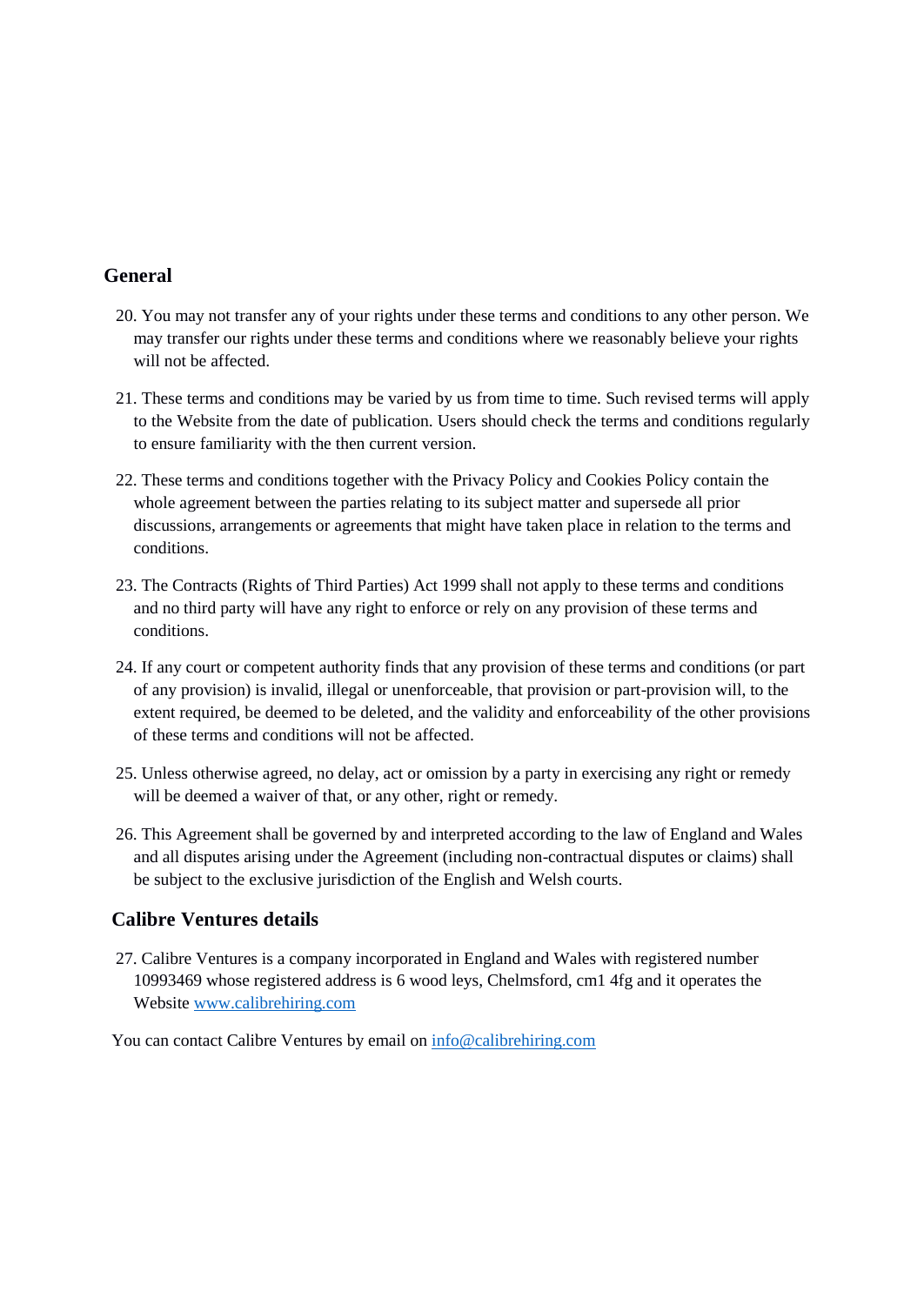## General

20. You may not transfer any of your rights under these terms and conditions to any other person. We may transfer our rights under these terms and conditions where we reasonably believe your rights will not be affected.

21. These terms and conditions may be varied by us from time to time. Such revised terms will apply to the Website from the date of publication. Users should check the terms and conditions regularly to ensure familiarity with the then current version.

22. These terms and conditions together with the Privacy Policy and Cookies Policy contain the whole agreement between the parties relating to its subject matter and supersede all prior discussions, arrangements or agreements that might have taken place in relation to the terms and conditions.

23. The Contracts (Rights of Third Parties) Act 1999 shall not apply to these terms and conditions and no third party will have any right to enforce or rely on any provision of these terms and conditions.

24. If any court or competent authority finds that any provision of these terms and conditions (or part of any provision) is invalid, illegal or unenforceable, that provision or part-provision will, to the extent required, be deemed to be deleted, and the validity and enforceability of the other provisions of these terms and conditions will not be affected.

25. Unless otherwise agreed, no delay, act or omission by a party in exercising any right or remedy will be deemed a waiver of that, or any other, right or remedy.

26. This Agreement shall be governed by and interpreted according to the law of England and Wales and all disputes arising under the Agreement (including non-contractual disputes or claims) shall be subject to the exclusive jurisdiction of the English and Welsh courts.

## Calibre Ventures details

27. Calibre Ventures is a company incorporated in England and Wales with registered number 10993469 whose registered address is 6 wood leys, Chelmsford, cm1 4fg and it operates the Website [www.calibrehiring.com](http://www.calibrehiring.com)

You can contact Calibre Ventures by email on [info@calibrehiring.com](mailto:info@calibrehiring.com)